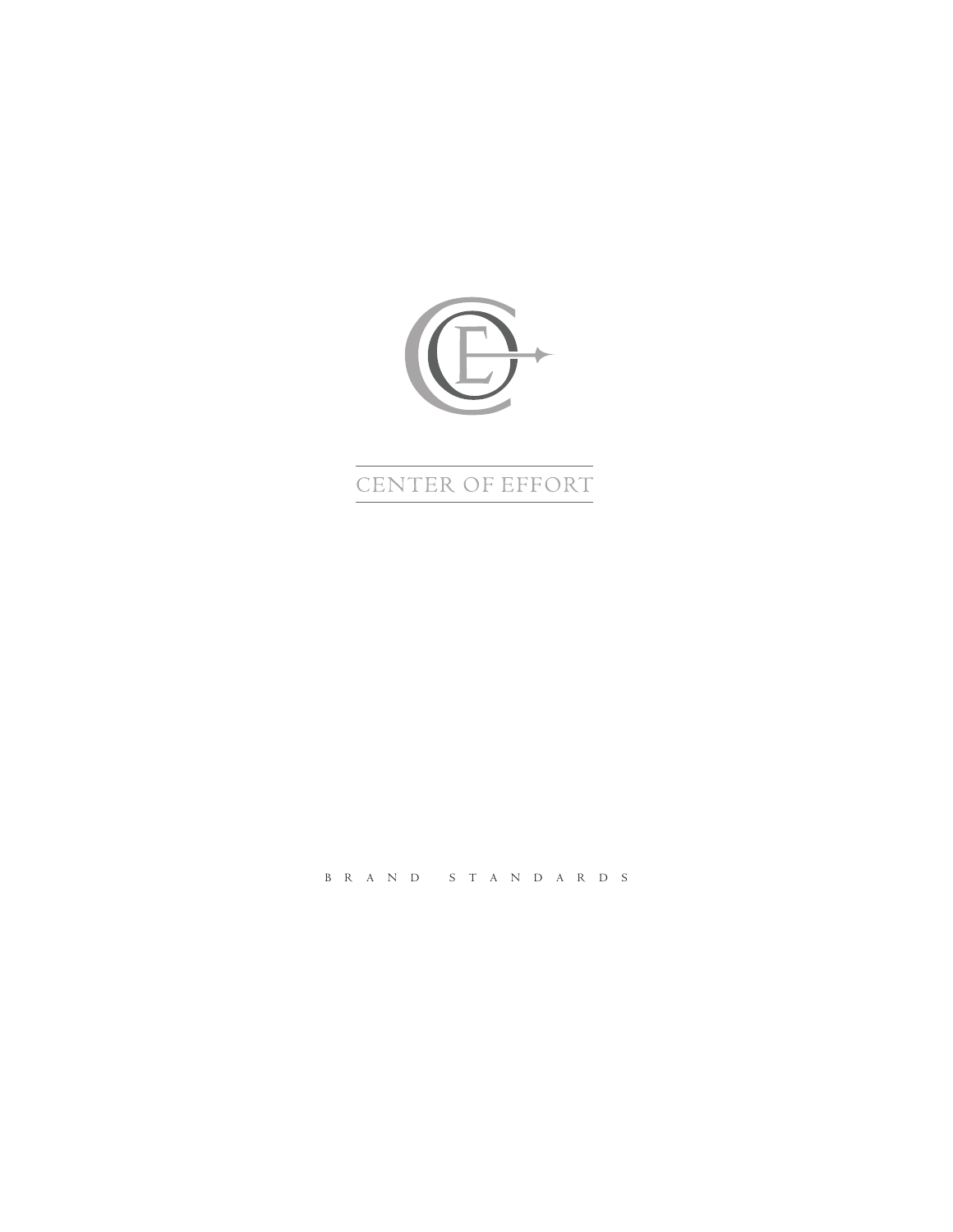# CENTER OF EFFORT

BRAND STANDARDS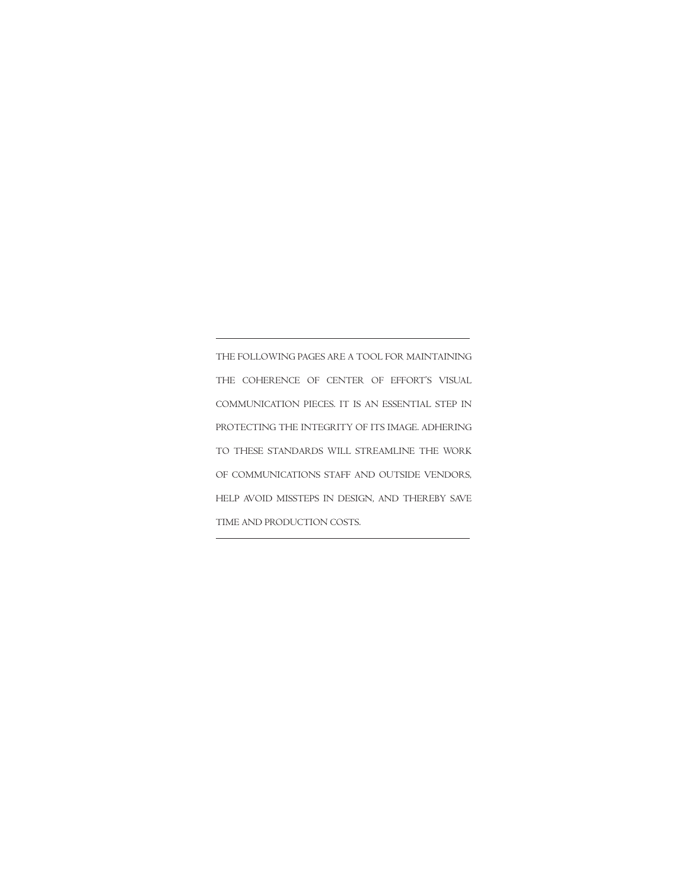---

THE FOLLOWING PAGES ARE A TOOL FOR MAINTAINING THE COHERENCE OF CENTER OF EFFORT'S VISUAL COMMUNICATION PIECES. IT IS AN ESSENTIAL STEP IN PROTECTING THE INTEGRITY OF ITS IMAGE. ADHERING TO THESE STANDARDS WILL STREAMLINE THE WORK OF COMMUNICATIONS STAFF AND OUTSIDE VENDORS, HELP AVOID MISSTEPS IN DESIGN, AND THEREBY SAVE TIME AND PRODUCTION COSTS.

---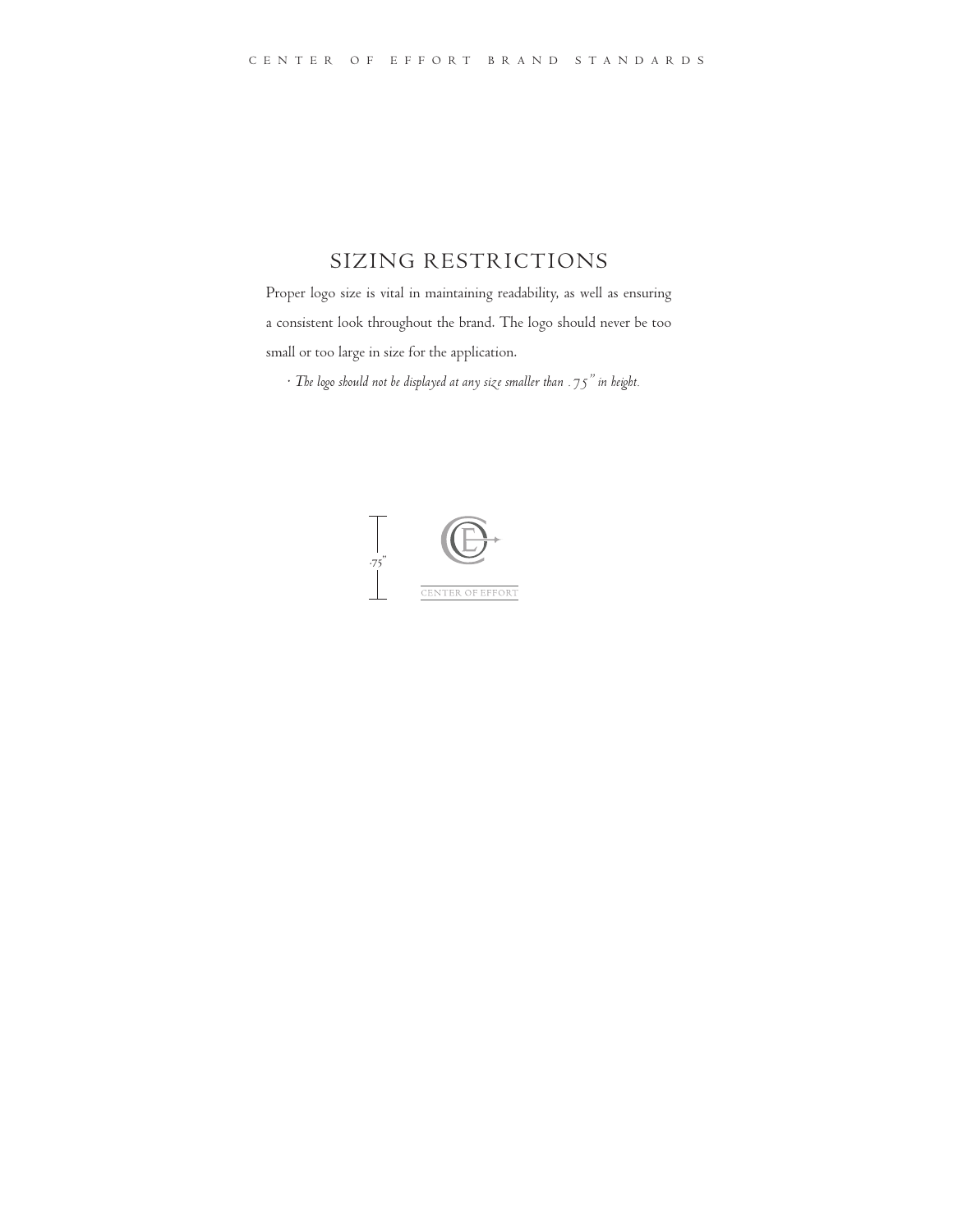## SIZING RESTRICTIONS

Proper logo size is vital in maintaining readability, as well as ensuring a consistent look throughout the brand. The logo should never be too small or too large in size for the application.

- *The logo should not be displayed at any size smaller than .75" in height.*

.75"

CENTER OF EFFORT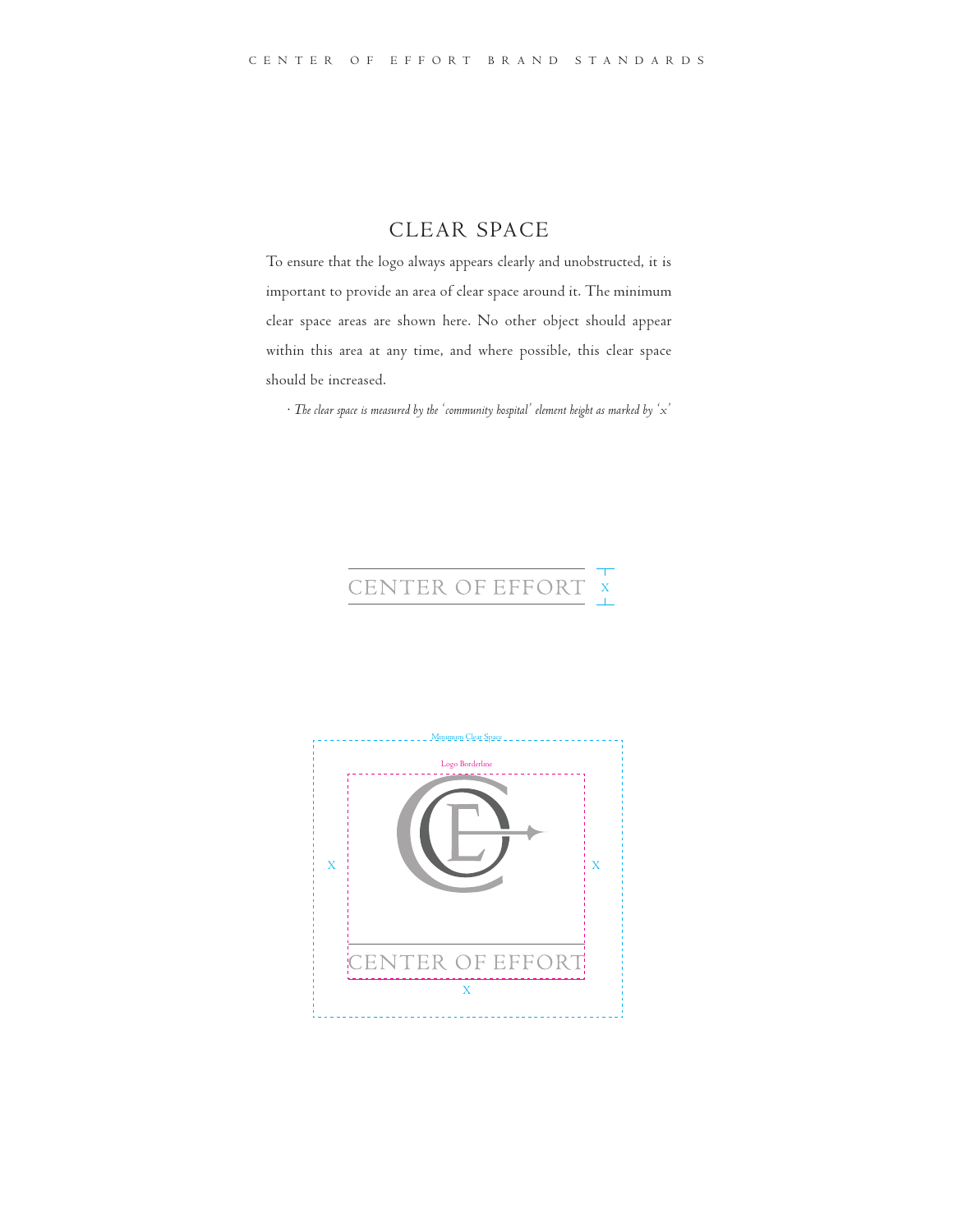## CLEAR SPACE

To ensure that the logo always appears clearly and unobstructed, it is important to provide an area of clear space around it. The minimum clear space areas are shown here. No other object should appear within this area at any time, and where possible, this clear space should be increased.

· *The clear space is measured by the 'community hospital' element height as marked by 'x'*

CENTER OF EFFORT X

Minimum Clear Space

Logo Borderline

X X

CENTER OF EFFORT

X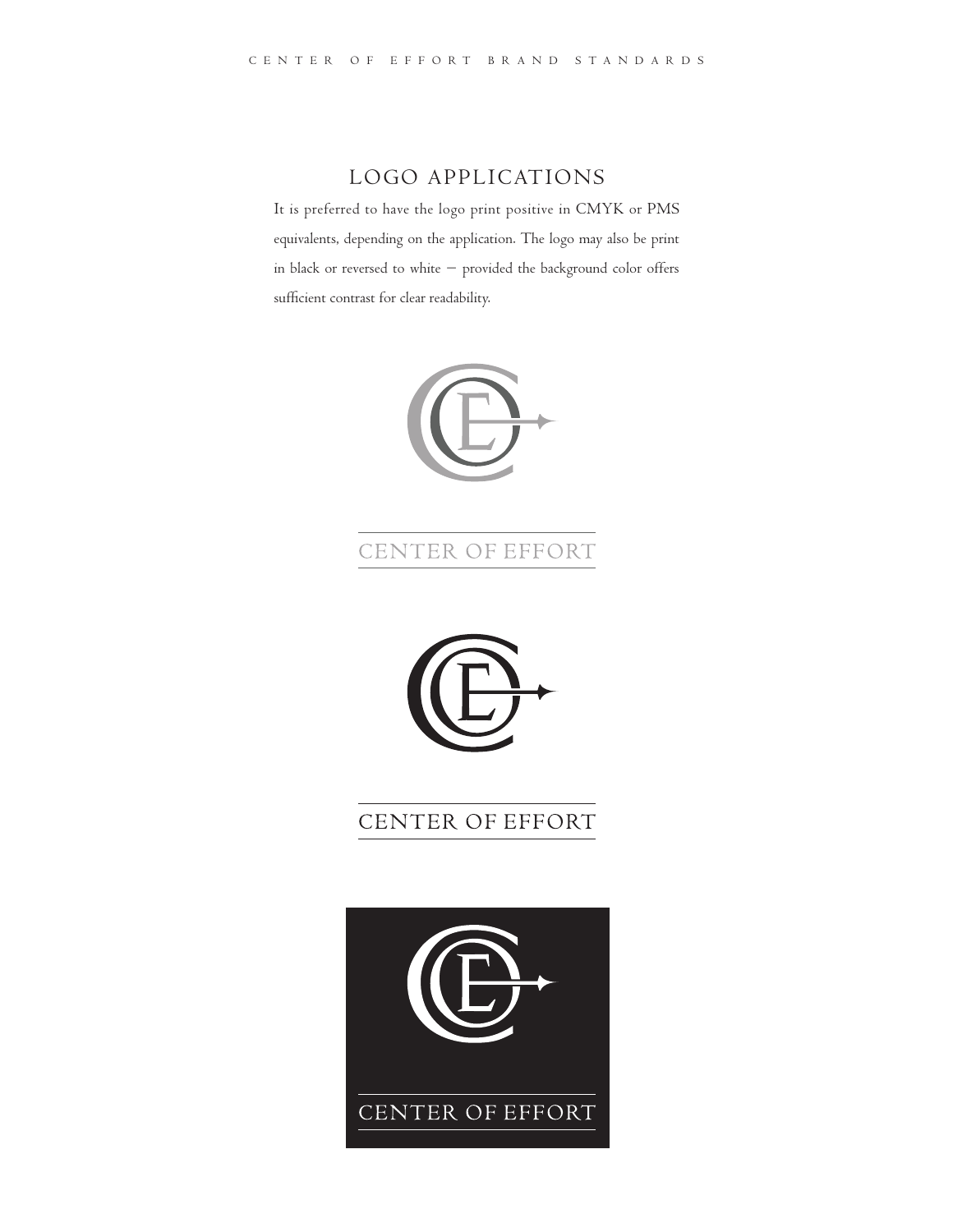## LOGO APPLICATIONS

It is preferred to have the logo print positive in CMYK or PMS equivalents, depending on the application. The logo may also be print in black or reversed to white – provided the background color offers sufficient contrast for clear readability.

CENTER OF EFFORT

CENTER OF EFFORT

CENTER OF EFFORT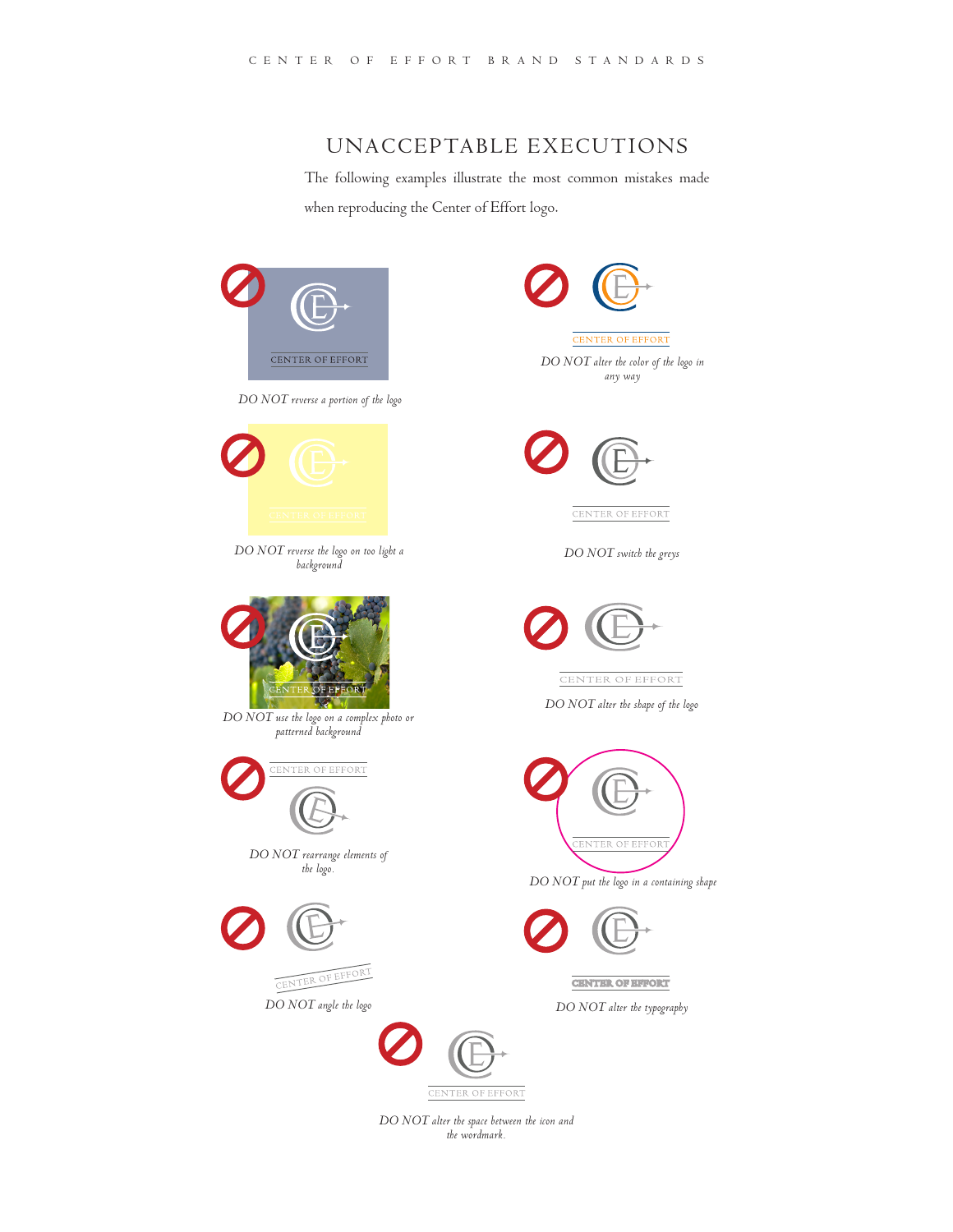# UNACCEPTABLE EXECUTIONS

The following examples illustrate the most common mistakes made when reproducing the Center of Effort logo.

*DO NOT reverse a portion of the logo*

*DO NOT alter the color of the logo in any way*

*DO NOT reverse the logo on too light a background*

*DO NOT switch the greys*

*DO NOT use the logo on a complex photo or patterned background*

*DO NOT alter the shape of the logo*

*DO NOT rearrange elements of the logo.*

*DO NOT put the logo in a containing shape*

*DO NOT angle the logo*

*DO NOT alter the typography*

*DO NOT alter the space between the icon and the wordmark.*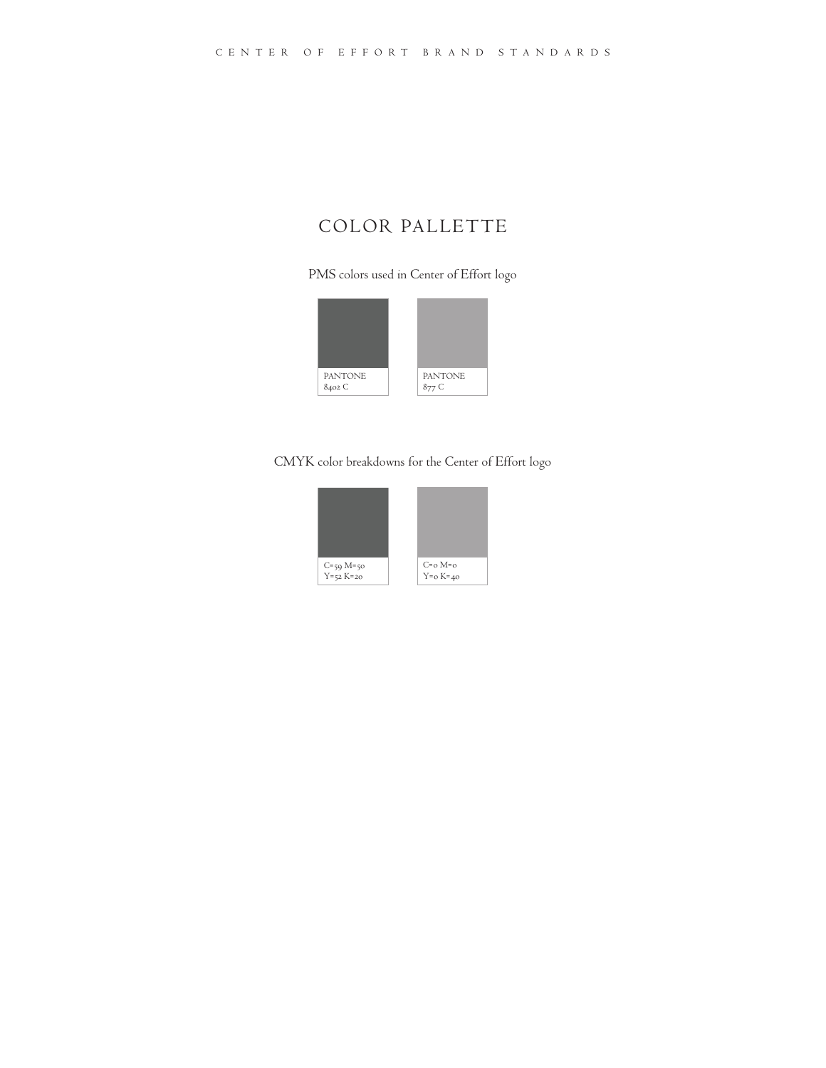# COLOR PALLETTE

PMS colors used in Center of Effort logo

PANTONE
8402 C

PANTONE
877 C

CMYK color breakdowns for the Center of Effort logo

C=59 M=50
Y=52 K=20

C=0 M=0
Y=0 K=40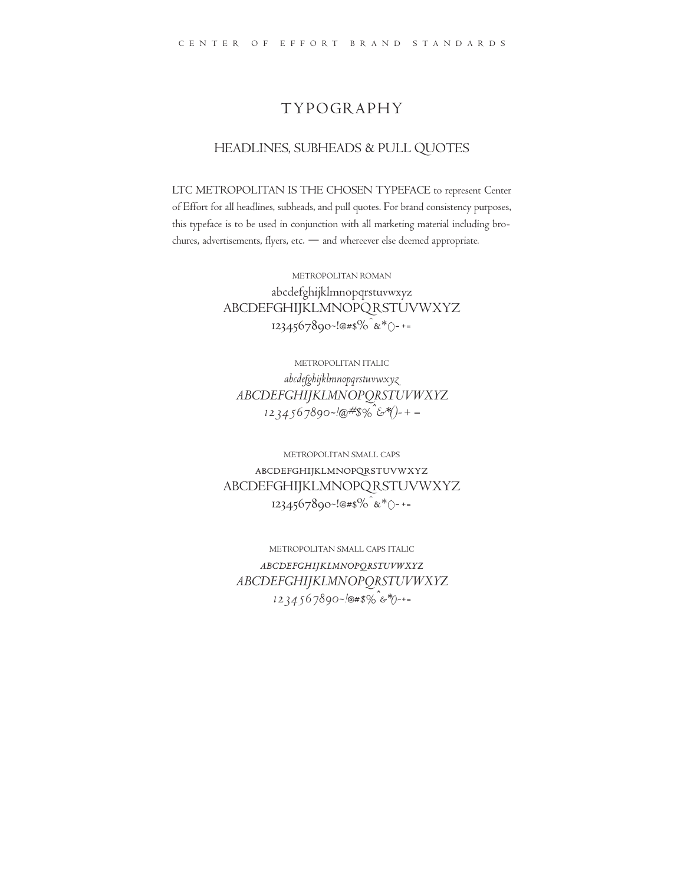# TYPOGRAPHY

## HEADLINES, SUBHEADS & PULL QUOTES

LTC METROPOLITAN IS THE CHOSEN TYPEFACE to represent Center of Effort for all headlines, subheads, and pull quotes. For brand consistency purposes, this typeface is to be used in conjunction with all marketing material including brochures, advertisements, flyers, etc. — and whereever else deemed appropriate.

METROPOLITAN ROMAN

abcdefghijklmnopqrstuvwxyz
ABCDEFGHIJKLMNOPQRSTUVWXYZ
1234567890~!@#$%^&*()-+=

METROPOLITAN ITALIC

*abcdefghijklmnopqrstuvwxyz*
*ABCDEFGHIJKLMNOPQRSTUVWXYZ*
*1234567890~!@#$%^&*()-+=*

METROPOLITAN SMALL CAPS

ABCDEFGHIJKLMNOPQRSTUVWXYZ
ABCDEFGHIJKLMNOPQRSTUVWXYZ
1234567890~!@#$%^&*()-+=

METROPOLITAN SMALL CAPS ITALIC

*ABCDEFGHIJKLMNOPQRSTUVWXYZ*
*ABCDEFGHIJKLMNOPQRSTUVWXYZ*
*1234567890~!@#$%^&*()-+=*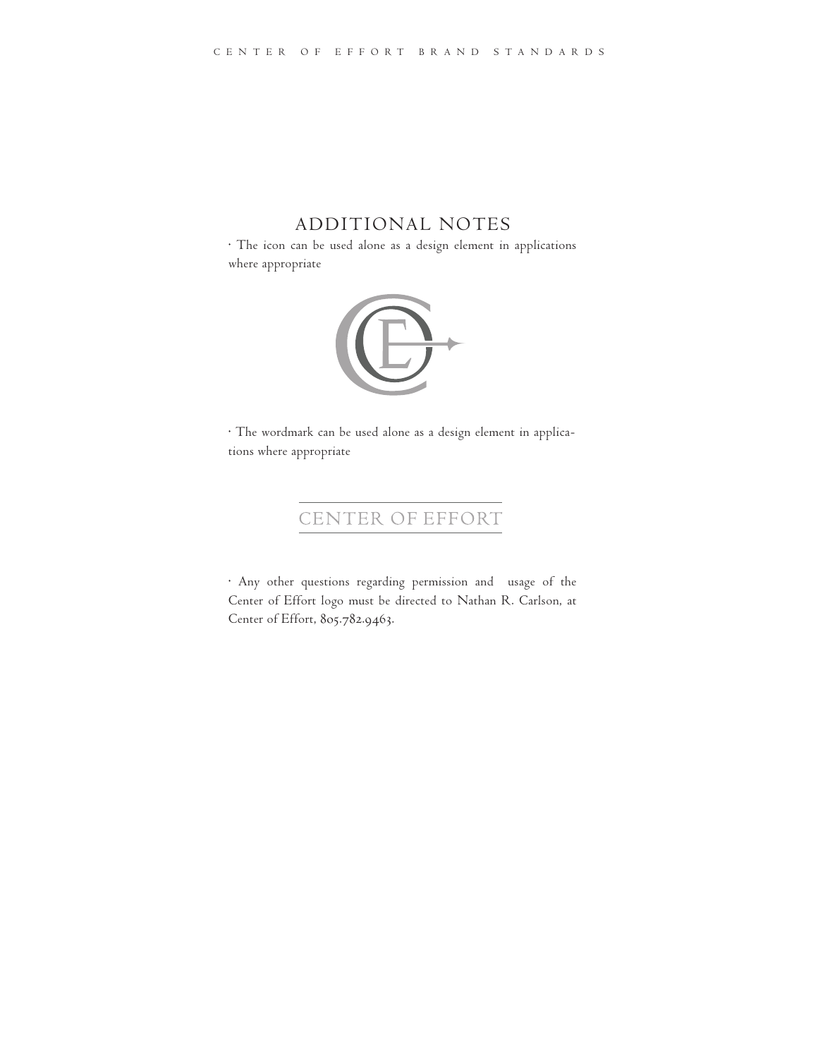# ADDITIONAL NOTES

· The icon can be used alone as a design element in applications where appropriate

· The wordmark can be used alone as a design element in applications where appropriate

CENTER OF EFFORT

· Any other questions regarding permission and usage of the Center of Effort logo must be directed to Nathan R. Carlson, at Center of Effort, 805.782.9463.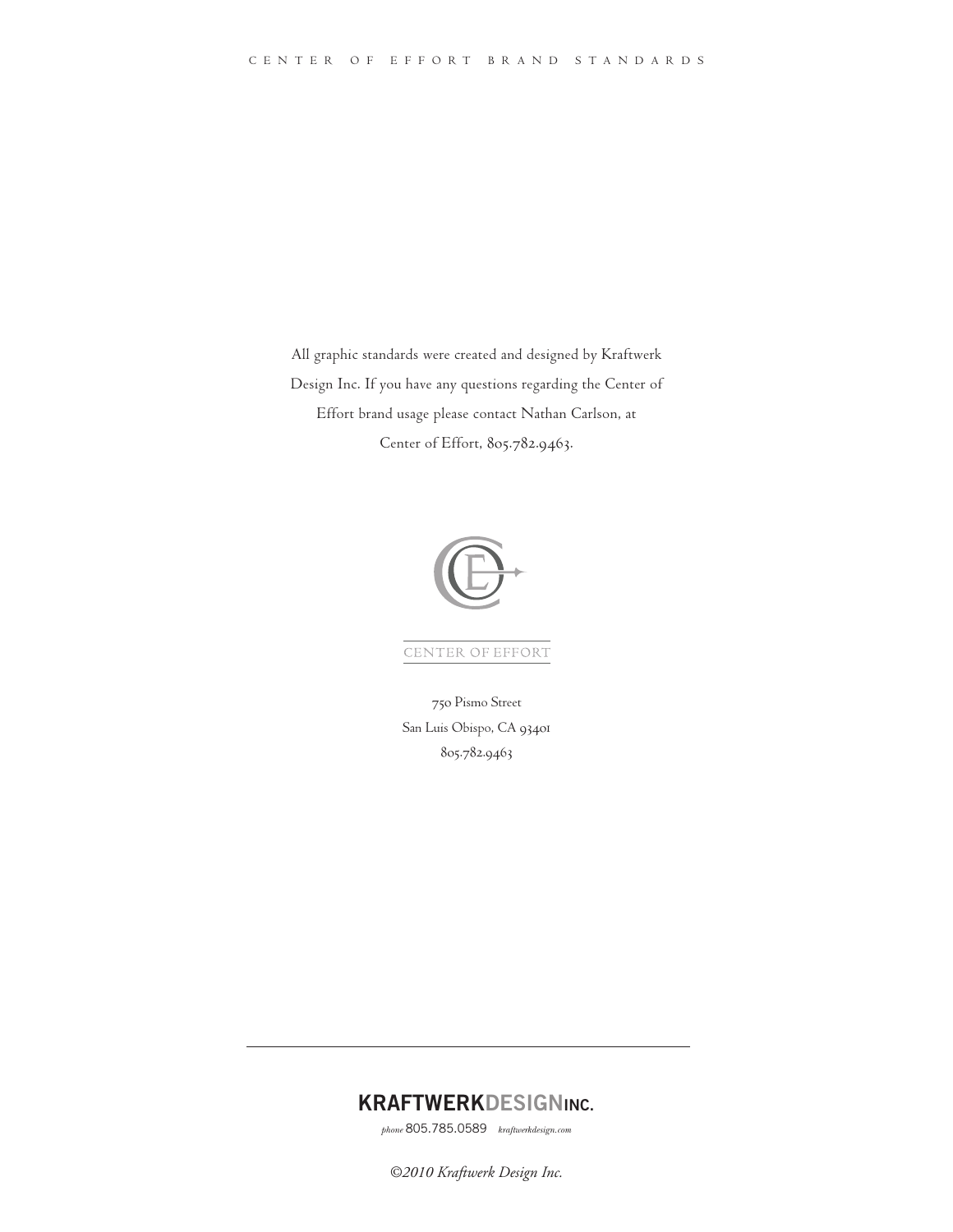All graphic standards were created and designed by Kraftwerk Design Inc. If you have any questions regarding the Center of Effort brand usage please contact Nathan Carlson, at Center of Effort, 805.782.9463.

CENTER OF EFFORT

750 Pismo Street
San Luis Obispo, CA 93401
805.782.9463

**KRAFTWERKDESIGNINC.**

*phone* 805.785.0589 *kraftwerkdesign.com*

*©2010 Kraftwerk Design Inc.*